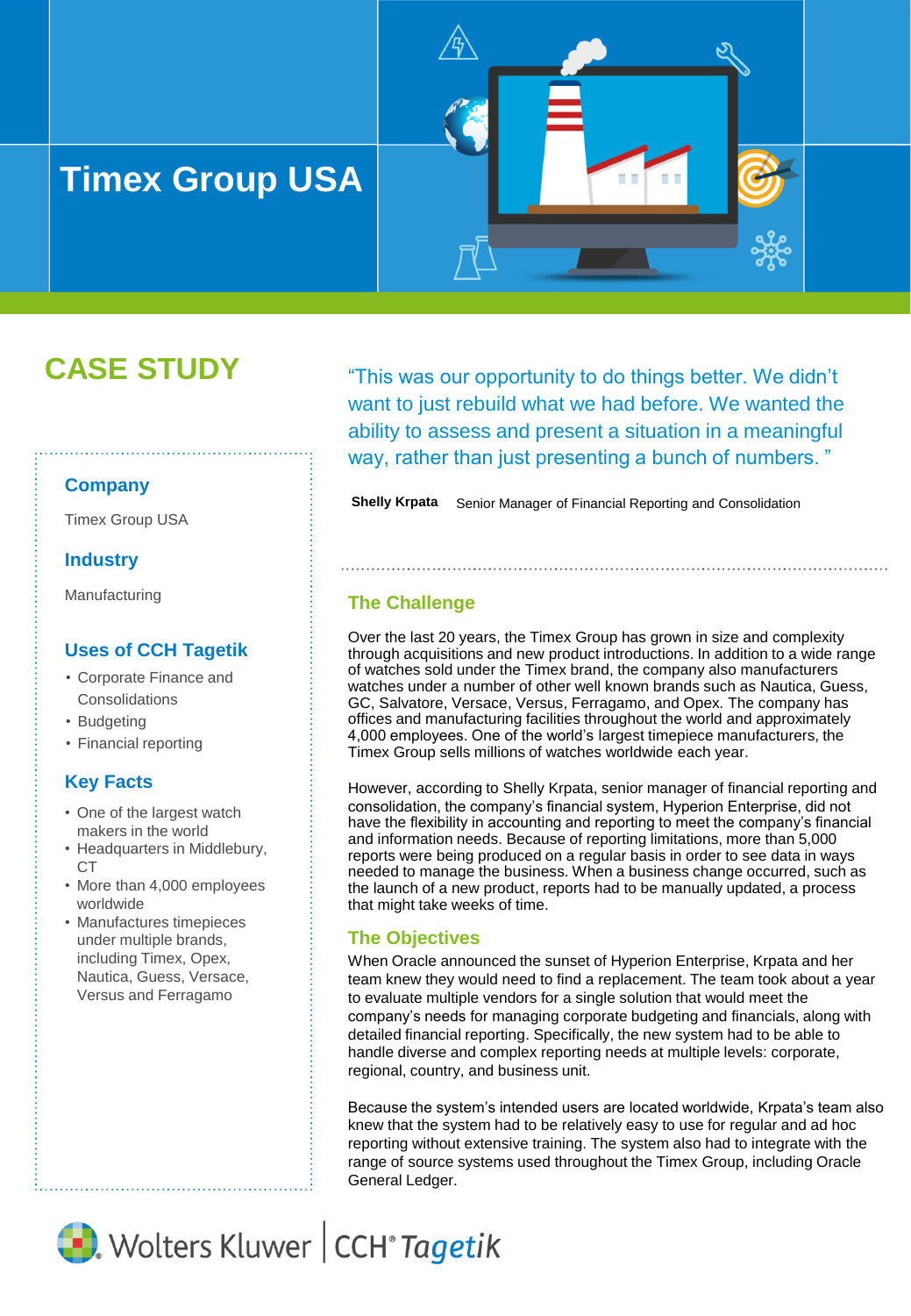# Timex Group USA

## CASE STUDY

### Company

Timex Group USA

### Industry

Manufacturing

### Uses of CCH Tagetik

- Corporate Finance and Consolidations
- Budgeting
- Financial reporting

### Key Facts

- One of the largest watch makers in the world
- Headquarters in Middlebury, CT
- More than 4,000 employees worldwide
- Manufactures timepieces under multiple brands, including Timex, Opex, Nautica, Guess, Versace, Versus and Ferragamo

"This was our opportunity to do things better. We didn't want to just rebuild what we had before. We wanted the ability to assess and present a situation in a meaningful way, rather than just presenting a bunch of numbers. "

**Shelly Krpata** Senior Manager of Financial Reporting and Consolidation

## The Challenge

Over the last 20 years, the Timex Group has grown in size and complexity through acquisitions and new product introductions. In addition to a wide range of watches sold under the Timex brand, the company also manufacturers watches under a number of other well known brands such as Nautica, Guess, GC, Salvatore, Versace, Versus, Ferragamo, and Opex. The company has offices and manufacturing facilities throughout the world and approximately 4,000 employees. One of the world's largest timepiece manufacturers, the Timex Group sells millions of watches worldwide each year.

However, according to Shelly Krpata, senior manager of financial reporting and consolidation, the company's financial system, Hyperion Enterprise, did not have the flexibility in accounting and reporting to meet the company's financial and information needs. Because of reporting limitations, more than 5,000 reports were being produced on a regular basis in order to see data in ways needed to manage the business. When a business change occurred, such as the launch of a new product, reports had to be manually updated, a process that might take weeks of time.

## The Objectives

When Oracle announced the sunset of Hyperion Enterprise, Krpata and her team knew they would need to find a replacement. The team took about a year to evaluate multiple vendors for a single solution that would meet the company's needs for managing corporate budgeting and financials, along with detailed financial reporting. Specifically, the new system had to be able to handle diverse and complex reporting needs at multiple levels: corporate, regional, country, and business unit.

Because the system's intended users are located worldwide, Krpata's team also knew that the system had to be relatively easy to use for regular and ad hoc reporting without extensive training. The system also had to integrate with the range of source systems used throughout the Timex Group, including Oracle General Ledger.

Wolters Kluwer | CCH® Tagetik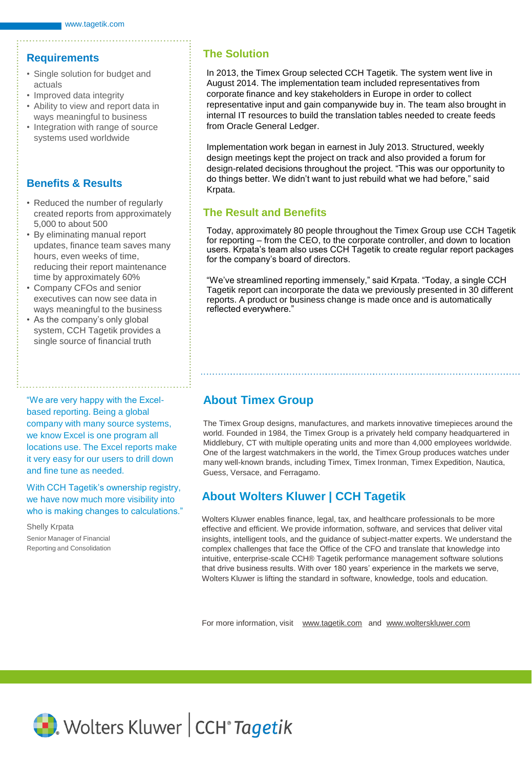## Requirements

- Single solution for budget and actuals
- Improved data integrity
- Ability to view and report data in ways meaningful to business
- Integration with range of source systems used worldwide

## Benefits & Results

- Reduced the number of regularly created reports from approximately 5,000 to about 500
- By eliminating manual report updates, finance team saves many hours, even weeks of time, reducing their report maintenance time by approximately 60%
- Company CFOs and senior executives can now see data in ways meaningful to the business
- As the company's only global system, CCH Tagetik provides a single source of financial truth

"We are very happy with the Excel-based reporting. Being a global company with many source systems, we know Excel is one program all locations use. The Excel reports make it very easy for our users to drill down and fine tune as needed.

With CCH Tagetik's ownership registry, we have now much more visibility into who is making changes to calculations."

Shelly Krpata
Senior Manager of Financial Reporting and Consolidation

## The Solution

In 2013, the Timex Group selected CCH Tagetik. The system went live in August 2014. The implementation team included representatives from corporate finance and key stakeholders in Europe in order to collect representative input and gain companywide buy in. The team also brought in internal IT resources to build the translation tables needed to create feeds from Oracle General Ledger.

Implementation work began in earnest in July 2013. Structured, weekly design meetings kept the project on track and also provided a forum for design-related decisions throughout the project. "This was our opportunity to do things better. We didn't want to just rebuild what we had before," said Krpata.

## The Result and Benefits

Today, approximately 80 people throughout the Timex Group use CCH Tagetik for reporting – from the CEO, to the corporate controller, and down to location users. Krpata's team also uses CCH Tagetik to create regular report packages for the company's board of directors.

"We've streamlined reporting immensely," said Krpata. "Today, a single CCH Tagetik report can incorporate the data we previously presented in 30 different reports. A product or business change is made once and is automatically reflected everywhere."

## About Timex Group

The Timex Group designs, manufactures, and markets innovative timepieces around the world. Founded in 1984, the Timex Group is a privately held company headquartered in Middlebury, CT with multiple operating units and more than 4,000 employees worldwide. One of the largest watchmakers in the world, the Timex Group produces watches under many well-known brands, including Timex, Timex Ironman, Timex Expedition, Nautica, Guess, Versace, and Ferragamo.

## About Wolters Kluwer | CCH Tagetik

Wolters Kluwer enables finance, legal, tax, and healthcare professionals to be more effective and efficient. We provide information, software, and services that deliver vital insights, intelligent tools, and the guidance of subject-matter experts. We understand the complex challenges that face the Office of the CFO and translate that knowledge into intuitive, enterprise-scale CCH® Tagetik performance management software solutions that drive business results. With over 180 years' experience in the markets we serve, Wolters Kluwer is lifting the standard in software, knowledge, tools and education.

For more information, visit www.tagetik.com and www.wolterskluwer.com

Wolters Kluwer | CCH® Tagetik